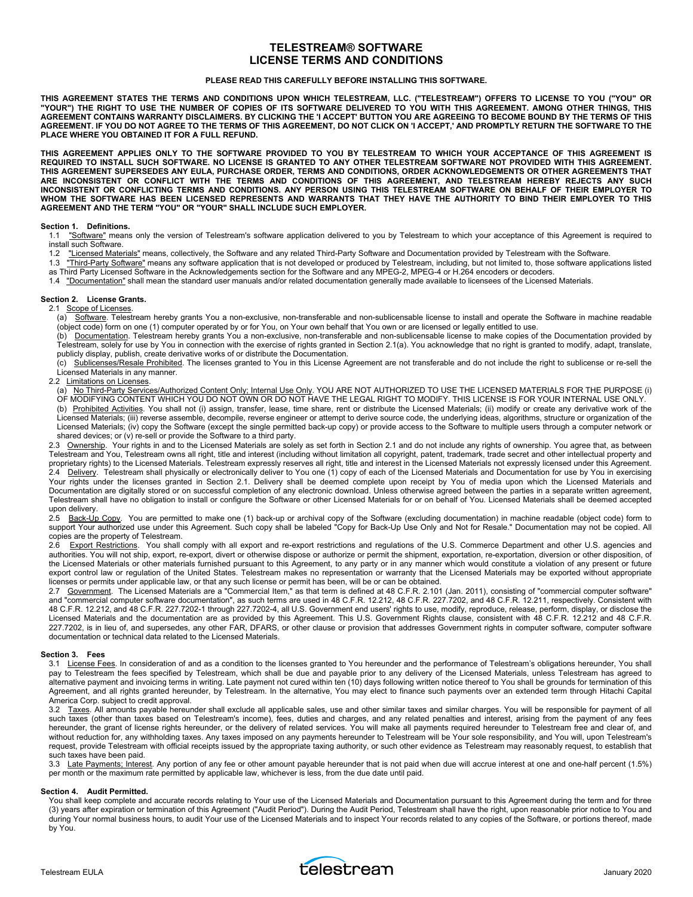# TELESTREAM® SOFTWARE
# LICENSE TERMS AND CONDITIONS

**PLEASE READ THIS CAREFULLY BEFORE INSTALLING THIS SOFTWARE.**

**THIS AGREEMENT STATES THE TERMS AND CONDITIONS UPON WHICH TELESTREAM, LLC. ("TELESTREAM") OFFERS TO LICENSE TO YOU ("YOU" OR "YOUR") THE RIGHT TO USE THE NUMBER OF COPIES OF ITS SOFTWARE DELIVERED TO YOU WITH THIS AGREEMENT. AMONG OTHER THINGS, THIS AGREEMENT CONTAINS WARRANTY DISCLAIMERS. BY CLICKING THE 'I ACCEPT' BUTTON YOU ARE AGREEING TO BECOME BOUND BY THE TERMS OF THIS AGREEMENT. IF YOU DO NOT AGREE TO THE TERMS OF THIS AGREEMENT, DO NOT CLICK ON 'I ACCEPT,' AND PROMPTLY RETURN THE SOFTWARE TO THE PLACE WHERE YOU OBTAINED IT FOR A FULL REFUND.**

**THIS AGREEMENT APPLIES ONLY TO THE SOFTWARE PROVIDED TO YOU BY TELESTREAM TO WHICH YOUR ACCEPTANCE OF THIS AGREEMENT IS REQUIRED TO INSTALL SUCH SOFTWARE. NO LICENSE IS GRANTED TO ANY OTHER TELESTREAM SOFTWARE NOT PROVIDED WITH THIS AGREEMENT. THIS AGREEMENT SUPERSEDES ANY EULA, PURCHASE ORDER, TERMS AND CONDITIONS, ORDER ACKNOWLEDGEMENTS OR OTHER AGREEMENTS THAT ARE INCONSISTENT OR CONFLICT WITH THE TERMS AND CONDITIONS OF THIS AGREEMENT, AND TELESTREAM HEREBY REJECTS ANY SUCH INCONSISTENT OR CONFLICTING TERMS AND CONDITIONS. ANY PERSON USING THIS TELESTREAM SOFTWARE ON BEHALF OF THEIR EMPLOYER TO WHOM THE SOFTWARE HAS BEEN LICENSED REPRESENTS AND WARRANTS THAT THEY HAVE THE AUTHORITY TO BIND THEIR EMPLOYER TO THIS AGREEMENT AND THE TERM "YOU" OR "YOUR" SHALL INCLUDE SUCH EMPLOYER.**

**Section 1. Definitions.**

1.1 "Software" means only the version of Telestream's software application delivered to you by Telestream to which your acceptance of this Agreement is required to install such Software.

1.2 "Licensed Materials" means, collectively, the Software and any related Third-Party Software and Documentation provided by Telestream with the Software.

1.3 "Third-Party Software" means any software application that is not developed or produced by Telestream, including, but not limited to, those software applications listed as Third Party Licensed Software in the Acknowledgements section for the Software and any MPEG-2, MPEG-4 or H.264 encoders or decoders.

1.4 "Documentation" shall mean the standard user manuals and/or related documentation generally made available to licensees of the Licensed Materials.

**Section 2. License Grants.**

2.1 Scope of Licenses.

(a) Software. Telestream hereby grants You a non-exclusive, non-transferable and non-sublicensable license to install and operate the Software in machine readable (object code) form on one (1) computer operated by or for You, on Your own behalf that You own or are licensed or legally entitled to use.

(b) Documentation. Telestream hereby grants You a non-exclusive, non-transferable and non-sublicensable license to make copies of the Documentation provided by Telestream, solely for use by You in connection with the exercise of rights granted in Section 2.1(a). You acknowledge that no right is granted to modify, adapt, translate, publicly display, publish, create derivative works of or distribute the Documentation.

(c) Sublicenses/Resale Prohibited. The licenses granted to You in this License Agreement are not transferable and do not include the right to sublicense or re-sell the Licensed Materials in any manner.

2.2 Limitations on Licenses.

(a) No Third-Party Services/Authorized Content Only; Internal Use Only. YOU ARE NOT AUTHORIZED TO USE THE LICENSED MATERIALS FOR THE PURPOSE (i) OF MODIFYING CONTENT WHICH YOU DO NOT OWN OR DO NOT HAVE THE LEGAL RIGHT TO MODIFY. THIS LICENSE IS FOR YOUR INTERNAL USE ONLY.

(b) Prohibited Activities. You shall not (i) assign, transfer, lease, time share, rent or distribute the Licensed Materials; (ii) modify or create any derivative work of the Licensed Materials; (iii) reverse assemble, decompile, reverse engineer or attempt to derive source code, the underlying ideas, algorithms, structure or organization of the Licensed Materials; (iv) copy the Software (except the single permitted back-up copy) or provide access to the Software to multiple users through a computer network or shared devices; or (v) re-sell or provide the Software to a third party.

2.3 Ownership. Your rights in and to the Licensed Materials are solely as set forth in Section 2.1 and do not include any rights of ownership. You agree that, as between Telestream and You, Telestream owns all right, title and interest (including without limitation all copyright, patent, trademark, trade secret and other intellectual property and proprietary rights) to the Licensed Materials. Telestream expressly reserves all right, title and interest in the Licensed Materials not expressly licensed under this Agreement.

2.4 Delivery. Telestream shall physically or electronically deliver to You one (1) copy of each of the Licensed Materials and Documentation for use by You in exercising Your rights under the licenses granted in Section 2.1. Delivery shall be deemed complete upon receipt by You of media upon which the Licensed Materials and Documentation are digitally stored or on successful completion of any electronic download. Unless otherwise agreed between the parties in a separate written agreement, Telestream shall have no obligation to install or configure the Software or other Licensed Materials for or on behalf of You. Licensed Materials shall be deemed accepted upon delivery.

2.5 Back-Up Copy. You are permitted to make one (1) back-up or archival copy of the Software (excluding documentation) in machine readable (object code) form to support Your authorized use under this Agreement. Such copy shall be labeled "Copy for Back-Up Use Only and Not for Resale." Documentation may not be copied. All copies are the property of Telestream.

2.6 Export Restrictions. You shall comply with all export and re-export restrictions and regulations of the U.S. Commerce Department and other U.S. agencies and authorities. You will not ship, export, re-export, divert or otherwise dispose or authorize or permit the shipment, exportation, re-exportation, diversion or other disposition, of the Licensed Materials or other materials furnished pursuant to this Agreement, to any party or in any manner which would constitute a violation of any present or future export control law or regulation of the United States. Telestream makes no representation or warranty that the Licensed Materials may be exported without appropriate licenses or permits under applicable law, or that any such license or permit has been, will be or can be obtained.

2.7 Government. The Licensed Materials are a "Commercial Item," as that term is defined at 48 C.F.R. 2.101 (Jan. 2011), consisting of "commercial computer software" and "commercial computer software documentation", as such terms are used in 48 C.F.R. 12.212, 48 C.F.R. 227.7202, and 48 C.F.R. 12.211, respectively. Consistent with 48 C.F.R. 12.212, and 48 C.F.R. 227.7202-1 through 227.7202-4, all U.S. Government end users' rights to use, modify, reproduce, release, perform, display, or disclose the Licensed Materials and the documentation are as provided by this Agreement. This U.S. Government Rights clause, consistent with 48 C.F.R. 12.212 and 48 C.F.R. 227.7202, is in lieu of, and supersedes, any other FAR, DFARS, or other clause or provision that addresses Government rights in computer software, computer software documentation or technical data related to the Licensed Materials.

**Section 3. Fees**

3.1 License Fees. In consideration of and as a condition to the licenses granted to You hereunder and the performance of Telestream's obligations hereunder, You shall pay to Telestream the fees specified by Telestream, which shall be due and payable prior to any delivery of the Licensed Materials, unless Telestream has agreed to alternative payment and invoicing terms in writing. Late payment not cured within ten (10) days following written notice thereof to You shall be grounds for termination of this Agreement, and all rights granted hereunder, by Telestream. In the alternative, You may elect to finance such payments over an extended term through Hitachi Capital America Corp. subject to credit approval.

3.2 Taxes. All amounts payable hereunder shall exclude all applicable sales, use and other similar taxes and similar charges. You will be responsible for payment of all such taxes (other than taxes based on Telestream's income), fees, duties and charges, and any related penalties and interest, arising from the payment of any fees hereunder, the grant of license rights hereunder, or the delivery of related services. You will make all payments required hereunder to Telestream free and clear of, and without reduction for, any withholding taxes. Any taxes imposed on any payments hereunder to Telestream will be Your sole responsibility, and You will, upon Telestream's request, provide Telestream with official receipts issued by the appropriate taxing authority, or such other evidence as Telestream may reasonably request, to establish that such taxes have been paid.

3.3 Late Payments; Interest. Any portion of any fee or other amount payable hereunder that is not paid when due will accrue interest at one and one-half percent (1.5%) per month or the maximum rate permitted by applicable law, whichever is less, from the due date until paid.

**Section 4. Audit Permitted.**

You shall keep complete and accurate records relating to Your use of the Licensed Materials and Documentation pursuant to this Agreement during the term and for three (3) years after expiration or termination of this Agreement ("Audit Period"). During the Audit Period, Telestream shall have the right, upon reasonable prior notice to You and during Your normal business hours, to audit Your use of the Licensed Materials and to inspect Your records related to any copies of the Software, or portions thereof, made by You.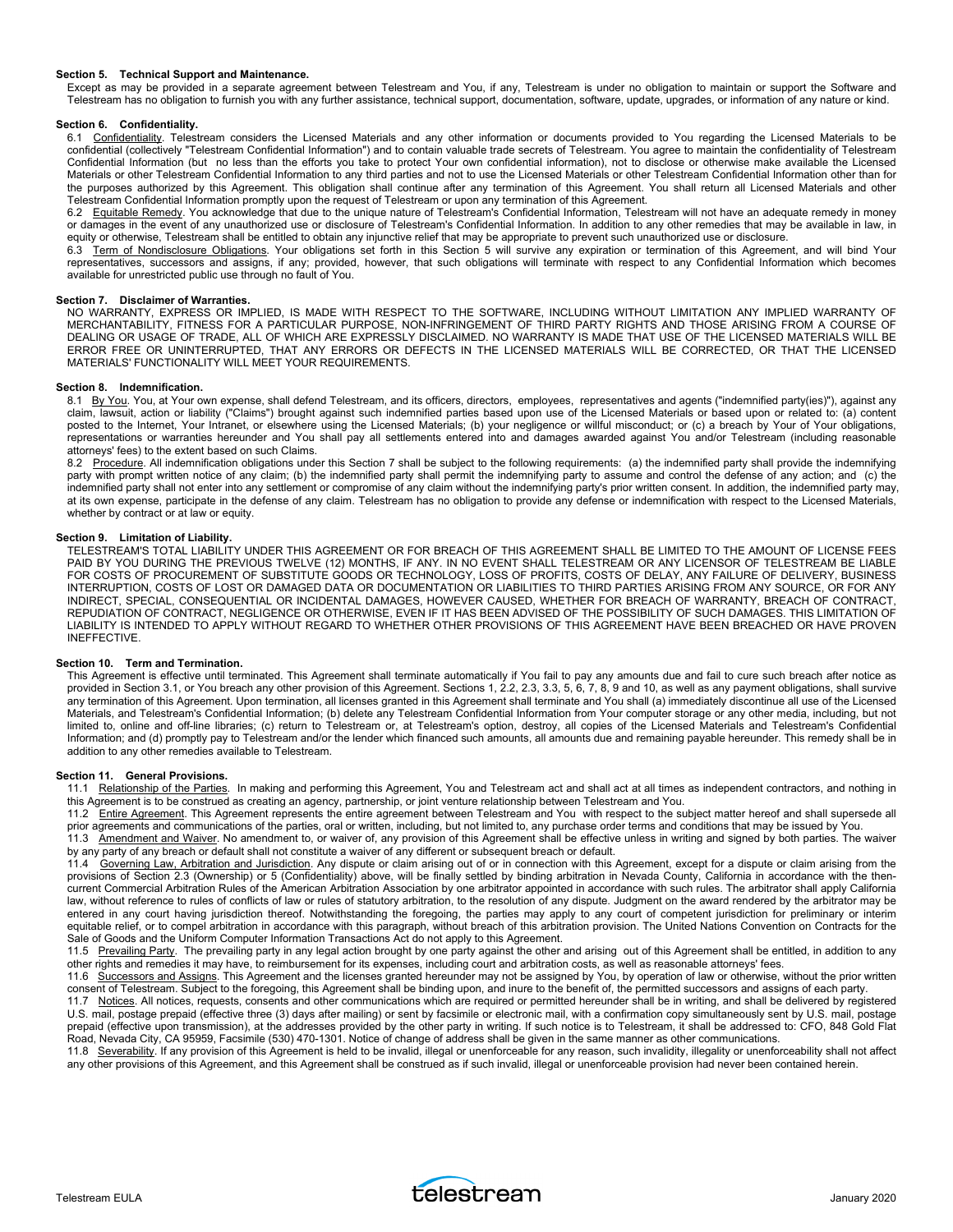### Section 5. Technical Support and Maintenance.

Except as may be provided in a separate agreement between Telestream and You, if any, Telestream is under no obligation to maintain or support the Software and Telestream has no obligation to furnish you with any further assistance, technical support, documentation, software, update, upgrades, or information of any nature or kind.

### Section 6. Confidentiality.

6.1 Confidentiality. Telestream considers the Licensed Materials and any other information or documents provided to You regarding the Licensed Materials to be confidential (collectively "Telestream Confidential Information") and to contain valuable trade secrets of Telestream. You agree to maintain the confidentiality of Telestream Confidential Information (but no less than the efforts you take to protect Your own confidential information), not to disclose or otherwise make available the Licensed Materials or other Telestream Confidential Information to any third parties and not to use the Licensed Materials or other Telestream Confidential Information other than for the purposes authorized by this Agreement. This obligation shall continue after any termination of this Agreement. You shall return all Licensed Materials and other Telestream Confidential Information promptly upon the request of Telestream or upon any termination of this Agreement.

6.2 Equitable Remedy. You acknowledge that due to the unique nature of Telestream's Confidential Information, Telestream will not have an adequate remedy in money or damages in the event of any unauthorized use or disclosure of Telestream's Confidential Information. In addition to any other remedies that may be available in law, in equity or otherwise, Telestream shall be entitled to obtain any injunctive relief that may be appropriate to prevent such unauthorized use or disclosure.

6.3 Term of Nondisclosure Obligations. Your obligations set forth in this Section 5 will survive any expiration or termination of this Agreement, and will bind Your representatives, successors and assigns, if any; provided, however, that such obligations will terminate with respect to any Confidential Information which becomes available for unrestricted public use through no fault of You.

### Section 7. Disclaimer of Warranties.

NO WARRANTY, EXPRESS OR IMPLIED, IS MADE WITH RESPECT TO THE SOFTWARE, INCLUDING WITHOUT LIMITATION ANY IMPLIED WARRANTY OF MERCHANTABILITY, FITNESS FOR A PARTICULAR PURPOSE, NON-INFRINGEMENT OF THIRD PARTY RIGHTS AND THOSE ARISING FROM A COURSE OF DEALING OR USAGE OF TRADE, ALL OF WHICH ARE EXPRESSLY DISCLAIMED. NO WARRANTY IS MADE THAT USE OF THE LICENSED MATERIALS WILL BE ERROR FREE OR UNINTERRUPTED, THAT ANY ERRORS OR DEFECTS IN THE LICENSED MATERIALS WILL BE CORRECTED, OR THAT THE LICENSED MATERIALS' FUNCTIONALITY WILL MEET YOUR REQUIREMENTS.

### Section 8. Indemnification.

8.1 By You. You, at Your own expense, shall defend Telestream, and its officers, directors, employees, representatives and agents ("indemnified party(ies)"), against any claim, lawsuit, action or liability ("Claims") brought against such indemnified parties based upon use of the Licensed Materials or based upon or related to: (a) content posted to the Internet, Your Intranet, or elsewhere using the Licensed Materials; (b) your negligence or willful misconduct; or (c) a breach by Your of Your obligations, representations or warranties hereunder and You shall pay all settlements entered into and damages awarded against You and/or Telestream (including reasonable attorneys' fees) to the extent based on such Claims.

8.2 Procedure. All indemnification obligations under this Section 7 shall be subject to the following requirements: (a) the indemnified party shall provide the indemnifying party with prompt written notice of any claim; (b) the indemnified party shall permit the indemnifying party to assume and control the defense of any action; and (c) the indemnified party shall not enter into any settlement or compromise of any claim without the indemnifying party's prior written consent. In addition, the indemnified party may, at its own expense, participate in the defense of any claim. Telestream has no obligation to provide any defense or indemnification with respect to the Licensed Materials, whether by contract or at law or equity.

### Section 9. Limitation of Liability.

TELESTREAM'S TOTAL LIABILITY UNDER THIS AGREEMENT OR FOR BREACH OF THIS AGREEMENT SHALL BE LIMITED TO THE AMOUNT OF LICENSE FEES PAID BY YOU DURING THE PREVIOUS TWELVE (12) MONTHS, IF ANY. IN NO EVENT SHALL TELESTREAM OR ANY LICENSOR OF TELESTREAM BE LIABLE FOR COSTS OF PROCUREMENT OF SUBSTITUTE GOODS OR TECHNOLOGY, LOSS OF PROFITS, COSTS OF DELAY, ANY FAILURE OF DELIVERY, BUSINESS INTERRUPTION, COSTS OF LOST OR DAMAGED DATA OR DOCUMENTATION OR LIABILITIES TO THIRD PARTIES ARISING FROM ANY SOURCE, OR FOR ANY INDIRECT, SPECIAL, CONSEQUENTIAL OR INCIDENTAL DAMAGES, HOWEVER CAUSED, WHETHER FOR BREACH OF WARRANTY, BREACH OF CONTRACT, REPUDIATION OF CONTRACT, NEGLIGENCE OR OTHERWISE, EVEN IF IT HAS BEEN ADVISED OF THE POSSIBILITY OF SUCH DAMAGES. THIS LIMITATION OF LIABILITY IS INTENDED TO APPLY WITHOUT REGARD TO WHETHER OTHER PROVISIONS OF THIS AGREEMENT HAVE BEEN BREACHED OR HAVE PROVEN INEFFECTIVE.

### Section 10. Term and Termination.

This Agreement is effective until terminated. This Agreement shall terminate automatically if You fail to pay any amounts due and fail to cure such breach after notice as provided in Section 3.1, or You breach any other provision of this Agreement. Sections 1, 2.2, 2.3, 3.3, 5, 6, 7, 8, 9 and 10, as well as any payment obligations, shall survive any termination of this Agreement. Upon termination, all licenses granted in this Agreement shall terminate and You shall (a) immediately discontinue all use of the Licensed Materials, and Telestream's Confidential Information; (b) delete any Telestream Confidential Information from Your computer storage or any other media, including, but not limited to, online and off-line libraries; (c) return to Telestream or, at Telestream's option, destroy, all copies of the Licensed Materials and Telestream's Confidential Information; and (d) promptly pay to Telestream and/or the lender which financed such amounts, all amounts due and remaining payable hereunder. This remedy shall be in addition to any other remedies available to Telestream.

### Section 11. General Provisions.

11.1 Relationship of the Parties. In making and performing this Agreement, You and Telestream act and shall act at all times as independent contractors, and nothing in this Agreement is to be construed as creating an agency, partnership, or joint venture relationship between Telestream and You.

11.2 Entire Agreement. This Agreement represents the entire agreement between Telestream and You with respect to the subject matter hereof and shall supersede all prior agreements and communications of the parties, oral or written, including, but not limited to, any purchase order terms and conditions that may be issued by You.

11.3 Amendment and Waiver. No amendment to, or waiver of, any provision of this Agreement shall be effective unless in writing and signed by both parties. The waiver by any party of any breach or default shall not constitute a waiver of any different or subsequent breach or default.

11.4 Governing Law, Arbitration and Jurisdiction. Any dispute or claim arising out of or in connection with this Agreement, except for a dispute or claim arising from the provisions of Section 2.3 (Ownership) or 5 (Confidentiality) above, will be finally settled by binding arbitration in Nevada County, California in accordance with the then-current Commercial Arbitration Rules of the American Arbitration Association by one arbitrator appointed in accordance with such rules. The arbitrator shall apply California law, without reference to rules of conflicts of law or rules of statutory arbitration, to the resolution of any dispute. Judgment on the award rendered by the arbitrator may be entered in any court having jurisdiction thereof. Notwithstanding the foregoing, the parties may apply to any court of competent jurisdiction for preliminary or interim equitable relief, or to compel arbitration in accordance with this paragraph, without breach of this arbitration provision. The United Nations Convention on Contracts for the Sale of Goods and the Uniform Computer Information Transactions Act do not apply to this Agreement.

11.5 Prevailing Party. The prevailing party in any legal action brought by one party against the other and arising out of this Agreement shall be entitled, in addition to any other rights and remedies it may have, to reimbursement for its expenses, including court and arbitration costs, as well as reasonable attorneys' fees.

11.6 Successors and Assigns. This Agreement and the licenses granted hereunder may not be assigned by You, by operation of law or otherwise, without the prior written consent of Telestream. Subject to the foregoing, this Agreement shall be binding upon, and inure to the benefit of, the permitted successors and assigns of each party.

11.7 Notices. All notices, requests, consents and other communications which are required or permitted hereunder shall be in writing, and shall be delivered by registered U.S. mail, postage prepaid (effective three (3) days after mailing) or sent by facsimile or electronic mail, with a confirmation copy simultaneously sent by U.S. mail, postage prepaid (effective upon transmission), at the addresses provided by the other party in writing. If such notice is to Telestream, it shall be addressed to: CFO, 848 Gold Flat Road, Nevada City, CA 95959, Facsimile (530) 470-1301. Notice of change of address shall be given in the same manner as other communications.

11.8 Severability. If any provision of this Agreement is held to be invalid, illegal or unenforceable for any reason, such invalidity, illegality or unenforceability shall not affect any other provisions of this Agreement, and this Agreement shall be construed as if such invalid, illegal or unenforceable provision had never been contained herein.